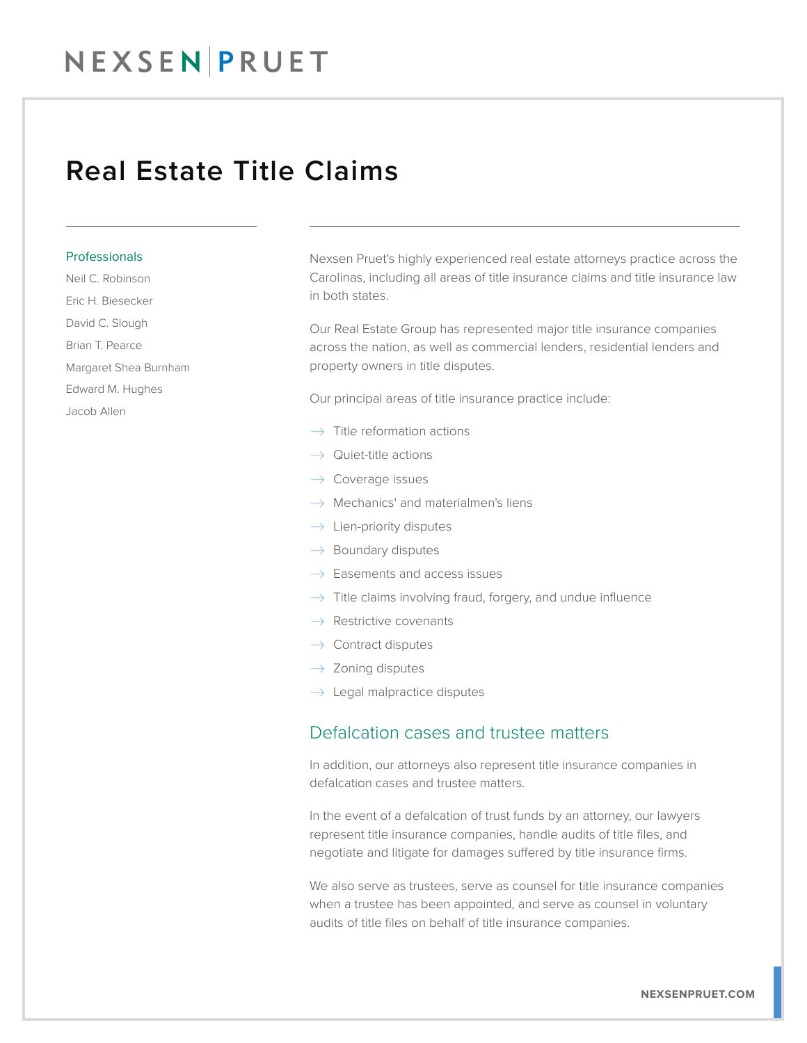# Real Estate Title Claims

## Professionals

- Neil C. Robinson
- Eric H. Biesecker
- David C. Slough
- Brian T. Pearce
- Margaret Shea Burnham
- Edward M. Hughes
- Jacob Allen

Nexsen Pruet's highly experienced real estate attorneys practice across the Carolinas, including all areas of title insurance claims and title insurance law in both states.

Our Real Estate Group has represented major title insurance companies across the nation, as well as commercial lenders, residential lenders and property owners in title disputes.

Our principal areas of title insurance practice include:

- Title reformation actions
- Quiet-title actions
- Coverage issues
- Mechanics' and materialmen's liens
- Lien-priority disputes
- Boundary disputes
- Easements and access issues
- Title claims involving fraud, forgery, and undue influence
- Restrictive covenants
- Contract disputes
- Zoning disputes
- Legal malpractice disputes

## Defalcation cases and trustee matters

In addition, our attorneys also represent title insurance companies in defalcation cases and trustee matters.

In the event of a defalcation of trust funds by an attorney, our lawyers represent title insurance companies, handle audits of title files, and negotiate and litigate for damages suffered by title insurance firms.

We also serve as trustees, serve as counsel for title insurance companies when a trustee has been appointed, and serve as counsel in voluntary audits of title files on behalf of title insurance companies.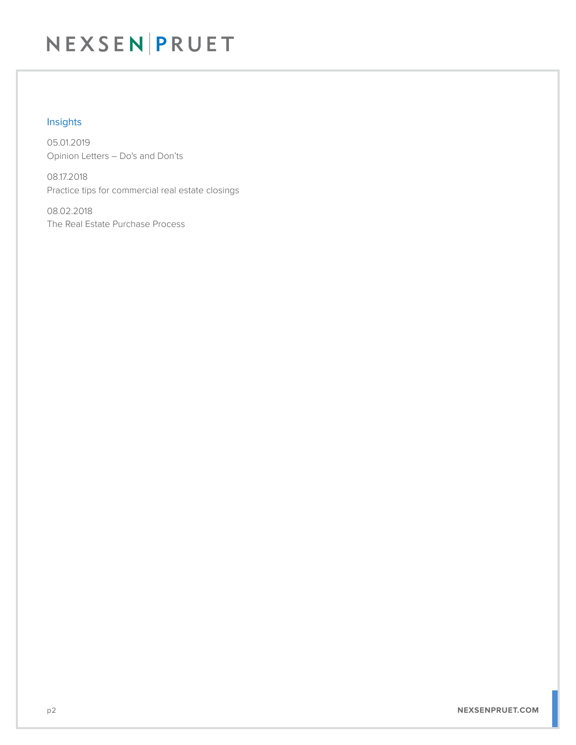## Insights

05.01.2019
Opinion Letters – Do's and Don'ts

08.17.2018
Practice tips for commercial real estate closings

08.02.2018
The Real Estate Purchase Process